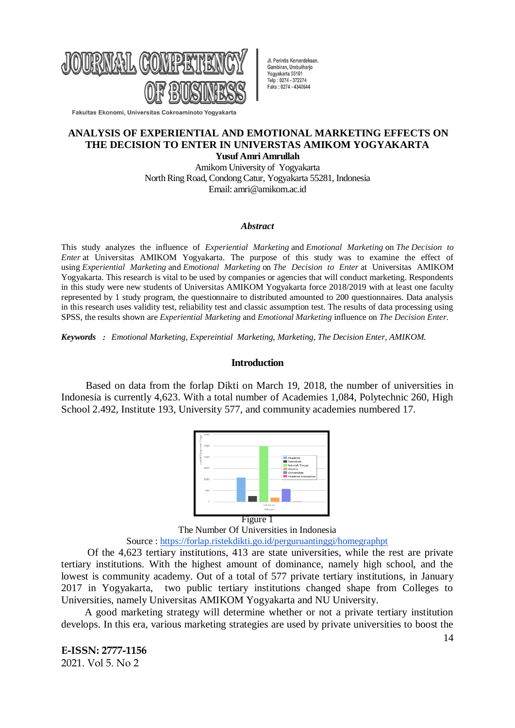# ANALYSIS OF EXPERIENTIAL AND EMOTIONAL MARKETING EFFECTS ON THE DECISION TO ENTER IN UNIVERSTAS AMIKOM YOGYAKARTA

**Yusuf Amri Amrullah**

Amikom University of Yogyakarta
North Ring Road, Condong Catur, Yogyakarta 55281, Indonesia
Email: amri@amikom.ac.id

### *Abstract*

This study analyzes the influence of *Experiential Marketing* and *Emotional Marketing* on *The Decision to Enter* at Universitas AMIKOM Yogyakarta. The purpose of this study was to examine the effect of using *Experiential Marketing* and *Emotional Marketing* on *The Decision to Enter* at Universitas AMIKOM Yogyakarta. This research is vital to be used by companies or agencies that will conduct marketing. Respondents in this study were new students of Universitas AMIKOM Yogyakarta force 2018/2019 with at least one faculty represented by 1 study program, the questionnaire to distributed amounted to 200 questionnaires. Data analysis in this research uses validity test, reliability test and classic assumption test. The results of data processing using SPSS, the results shown are *Experiential Marketing* and *Emotional Marketing* influence on *The Decision Enter.*

***Keywords*** *: Emotional Marketing, Expereintial Marketing, Marketing, The Decision Enter, AMIKOM.*

## Introduction

Based on data from the forlap Dikti on March 19, 2018, the number of universities in Indonesia is currently 4,623. With a total number of Academies 1,084, Polytechnic 260, High School 2.492, Institute 193, University 577, and community academies numbered 17.

Figure 1
The Number Of Universities in Indonesia
Source : https://forlap.ristekdikti.go.id/perguruantinggi/homegraphpt

Of the 4,623 tertiary institutions, 413 are state universities, while the rest are private tertiary institutions. With the highest amount of dominance, namely high school, and the lowest is community academy. Out of a total of 577 private tertiary institutions, in January 2017 in Yogyakarta, two public tertiary institutions changed shape from Colleges to Universities, namely Universitas AMIKOM Yogyakarta and NU University.

A good marketing strategy will determine whether or not a private tertiary institution develops. In this era, various marketing strategies are used by private universities to boost the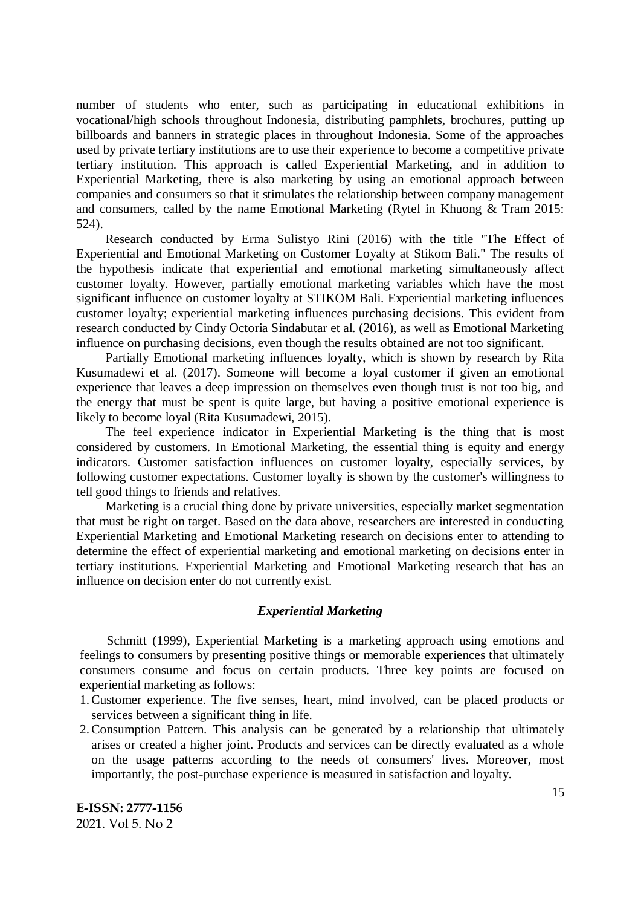number of students who enter, such as participating in educational exhibitions in vocational/high schools throughout Indonesia, distributing pamphlets, brochures, putting up billboards and banners in strategic places in throughout Indonesia. Some of the approaches used by private tertiary institutions are to use their experience to become a competitive private tertiary institution. This approach is called Experiential Marketing, and in addition to Experiential Marketing, there is also marketing by using an emotional approach between companies and consumers so that it stimulates the relationship between company management and consumers, called by the name Emotional Marketing (Rytel in Khuong & Tram 2015: 524).

Research conducted by Erma Sulistyo Rini (2016) with the title "The Effect of Experiential and Emotional Marketing on Customer Loyalty at Stikom Bali." The results of the hypothesis indicate that experiential and emotional marketing simultaneously affect customer loyalty. However, partially emotional marketing variables which have the most significant influence on customer loyalty at STIKOM Bali. Experiential marketing influences customer loyalty; experiential marketing influences purchasing decisions. This evident from research conducted by Cindy Octoria Sindabutar et al. (2016), as well as Emotional Marketing influence on purchasing decisions, even though the results obtained are not too significant.

Partially Emotional marketing influences loyalty, which is shown by research by Rita Kusumadewi et al. (2017). Someone will become a loyal customer if given an emotional experience that leaves a deep impression on themselves even though trust is not too big, and the energy that must be spent is quite large, but having a positive emotional experience is likely to become loyal (Rita Kusumadewi, 2015).

The feel experience indicator in Experiential Marketing is the thing that is most considered by customers. In Emotional Marketing, the essential thing is equity and energy indicators. Customer satisfaction influences on customer loyalty, especially services, by following customer expectations. Customer loyalty is shown by the customer's willingness to tell good things to friends and relatives.

Marketing is a crucial thing done by private universities, especially market segmentation that must be right on target. Based on the data above, researchers are interested in conducting Experiential Marketing and Emotional Marketing research on decisions enter to attending to determine the effect of experiential marketing and emotional marketing on decisions enter in tertiary institutions. Experiential Marketing and Emotional Marketing research that has an influence on decision enter do not currently exist.

### *Experiential Marketing*

Schmitt (1999), Experiential Marketing is a marketing approach using emotions and feelings to consumers by presenting positive things or memorable experiences that ultimately consumers consume and focus on certain products. Three key points are focused on experiential marketing as follows:

1. Customer experience. The five senses, heart, mind involved, can be placed products or services between a significant thing in life.
2. Consumption Pattern. This analysis can be generated by a relationship that ultimately arises or created a higher joint. Products and services can be directly evaluated as a whole on the usage patterns according to the needs of consumers' lives. Moreover, most importantly, the post-purchase experience is measured in satisfaction and loyalty.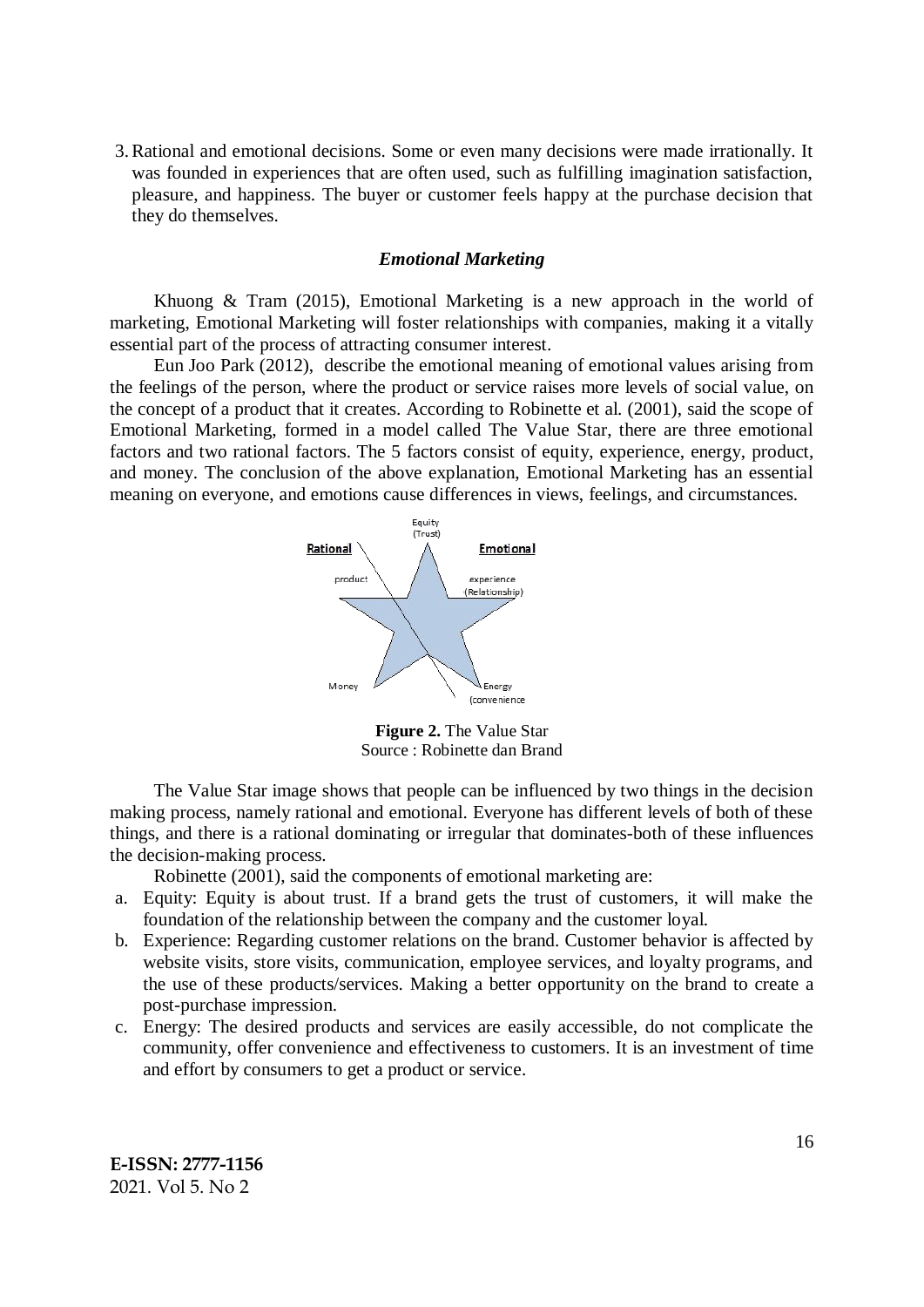3. Rational and emotional decisions. Some or even many decisions were made irrationally. It was founded in experiences that are often used, such as fulfilling imagination satisfaction, pleasure, and happiness. The buyer or customer feels happy at the purchase decision that they do themselves.

### *Emotional Marketing*

Khuong & Tram (2015), Emotional Marketing is a new approach in the world of marketing, Emotional Marketing will foster relationships with companies, making it a vitally essential part of the process of attracting consumer interest.

Eun Joo Park (2012), describe the emotional meaning of emotional values arising from the feelings of the person, where the product or service raises more levels of social value, on the concept of a product that it creates. According to Robinette et al. (2001), said the scope of Emotional Marketing, formed in a model called The Value Star, there are three emotional factors and two rational factors. The 5 factors consist of equity, experience, energy, product, and money. The conclusion of the above explanation, Emotional Marketing has an essential meaning on everyone, and emotions cause differences in views, feelings, and circumstances.

Equity (Trust)

Rational | Emotional

product | experience (Relationship)

Money | Energy (convenience

**Figure 2.** The Value Star
Source : Robinette dan Brand

The Value Star image shows that people can be influenced by two things in the decision making process, namely rational and emotional. Everyone has different levels of both of these things, and there is a rational dominating or irregular that dominates-both of these influences the decision-making process.

Robinette (2001), said the components of emotional marketing are:

a. Equity: Equity is about trust. If a brand gets the trust of customers, it will make the foundation of the relationship between the company and the customer loyal.
b. Experience: Regarding customer relations on the brand. Customer behavior is affected by website visits, store visits, communication, employee services, and loyalty programs, and the use of these products/services. Making a better opportunity on the brand to create a post-purchase impression.
c. Energy: The desired products and services are easily accessible, do not complicate the community, offer convenience and effectiveness to customers. It is an investment of time and effort by consumers to get a product or service.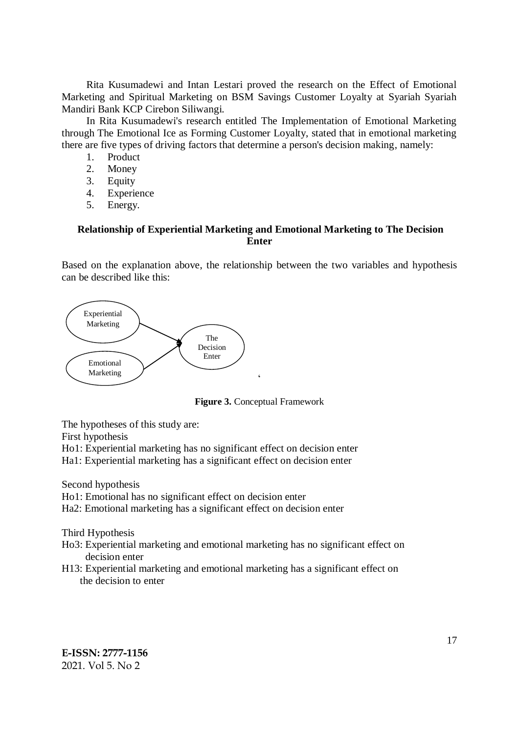Rita Kusumadewi and Intan Lestari proved the research on the Effect of Emotional Marketing and Spiritual Marketing on BSM Savings Customer Loyalty at Syariah Syariah Mandiri Bank KCP Cirebon Siliwangi.

In Rita Kusumadewi's research entitled The Implementation of Emotional Marketing through The Emotional Ice as Forming Customer Loyalty, stated that in emotional marketing there are five types of driving factors that determine a person's decision making, namely:

1. Product
2. Money
3. Equity
4. Experience
5. Energy.

### Relationship of Experiential Marketing and Emotional Marketing to The Decision Enter

Based on the explanation above, the relationship between the two variables and hypothesis can be described like this:

Experiential Marketing → The Decision Enter
Emotional Marketing → The Decision Enter

**Figure 3.** Conceptual Framework

The hypotheses of this study are:

First hypothesis

Ho1: Experiential marketing has no significant effect on decision enter

Ha1: Experiential marketing has a significant effect on decision enter

Second hypothesis

Ho1: Emotional has no significant effect on decision enter

Ha2: Emotional marketing has a significant effect on decision enter

Third Hypothesis

Ho3: Experiential marketing and emotional marketing has no significant effect on decision enter

H13: Experiential marketing and emotional marketing has a significant effect on the decision to enter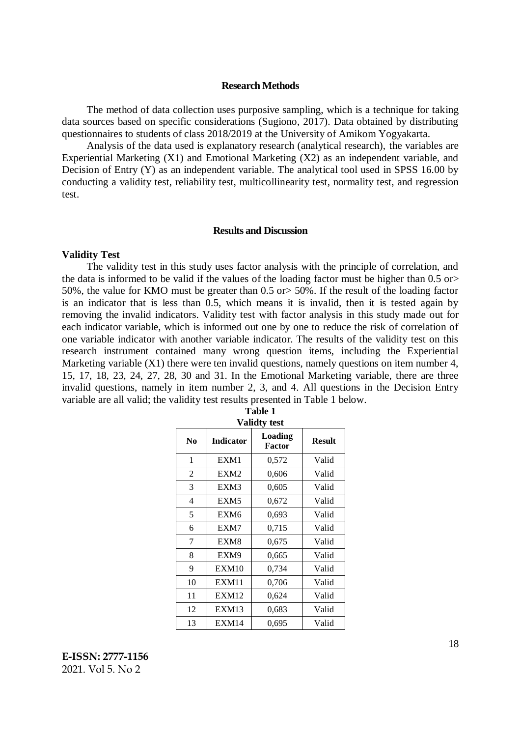## Research Methods

The method of data collection uses purposive sampling, which is a technique for taking data sources based on specific considerations (Sugiono, 2017). Data obtained by distributing questionnaires to students of class 2018/2019 at the University of Amikom Yogyakarta.

Analysis of the data used is explanatory research (analytical research), the variables are Experiential Marketing (X1) and Emotional Marketing (X2) as an independent variable, and Decision of Entry (Y) as an independent variable. The analytical tool used in SPSS 16.00 by conducting a validity test, reliability test, multicollinearity test, normality test, and regression test.

## Results and Discussion

### Validity Test

The validity test in this study uses factor analysis with the principle of correlation, and the data is informed to be valid if the values of the loading factor must be higher than 0.5 or> 50%, the value for KMO must be greater than 0.5 or> 50%. If the result of the loading factor is an indicator that is less than 0.5, which means it is invalid, then it is tested again by removing the invalid indicators. Validity test with factor analysis in this study made out for each indicator variable, which is informed out one by one to reduce the risk of correlation of one variable indicator with another variable indicator. The results of the validity test on this research instrument contained many wrong question items, including the Experiential Marketing variable (X1) there were ten invalid questions, namely questions on item number 4, 15, 17, 18, 23, 24, 27, 28, 30 and 31. In the Emotional Marketing variable, there are three invalid questions, namely in item number 2, 3, and 4. All questions in the Decision Entry variable are all valid; the validity test results presented in Table 1 below.

**Table 1**
**Validty test**

| No | Indicator | Loading Factor | Result |
|---|---|---|---|
| 1 | EXM1 | 0,572 | Valid |
| 2 | EXM2 | 0,606 | Valid |
| 3 | EXM3 | 0,605 | Valid |
| 4 | EXM5 | 0,672 | Valid |
| 5 | EXM6 | 0,693 | Valid |
| 6 | EXM7 | 0,715 | Valid |
| 7 | EXM8 | 0,675 | Valid |
| 8 | EXM9 | 0,665 | Valid |
| 9 | EXM10 | 0,734 | Valid |
| 10 | EXM11 | 0,706 | Valid |
| 11 | EXM12 | 0,624 | Valid |
| 12 | EXM13 | 0,683 | Valid |
| 13 | EXM14 | 0,695 | Valid |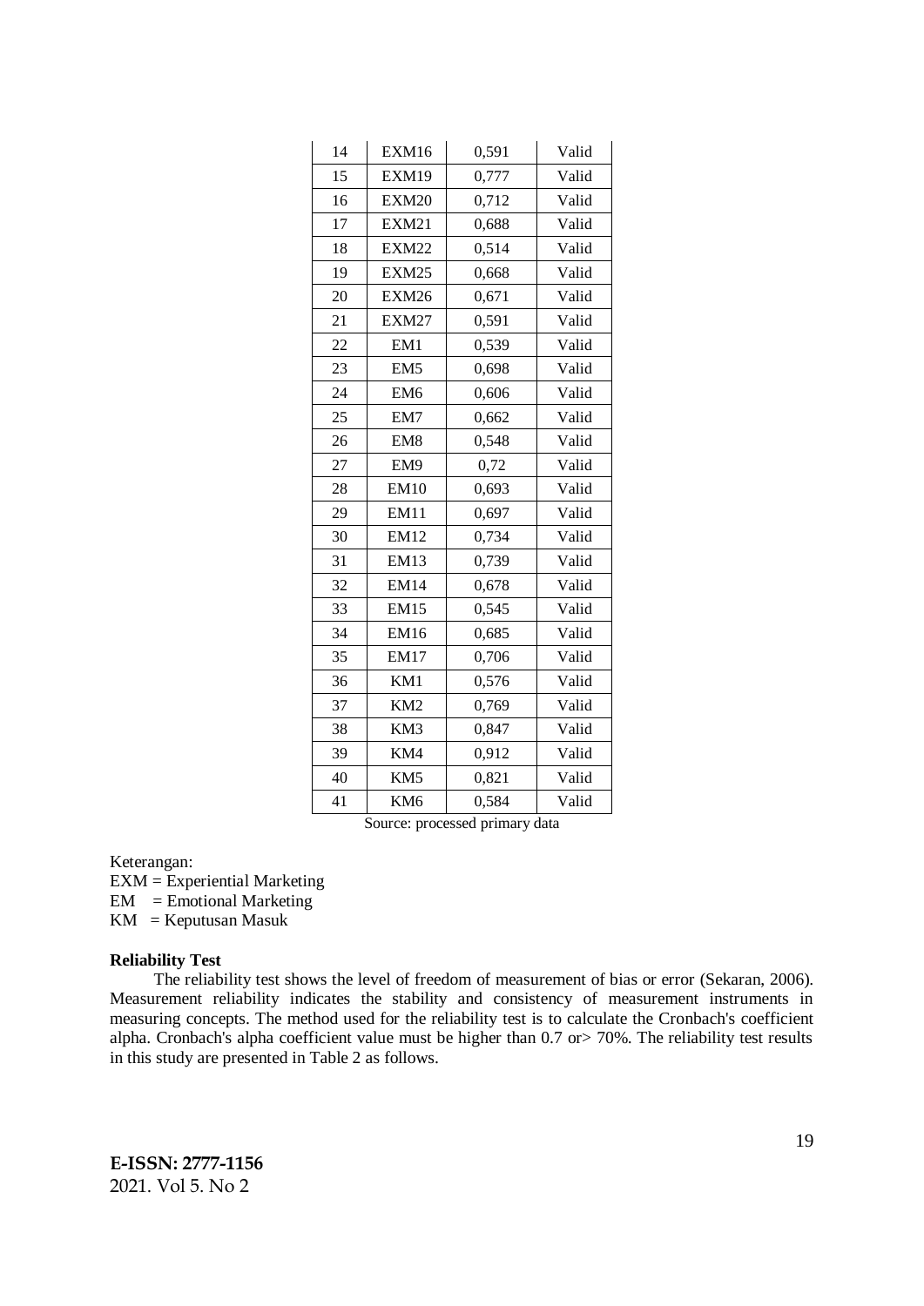| 14 | EXM16 | 0,591 | Valid |
|---|---|---|---|
| 15 | EXM19 | 0,777 | Valid |
| 16 | EXM20 | 0,712 | Valid |
| 17 | EXM21 | 0,688 | Valid |
| 18 | EXM22 | 0,514 | Valid |
| 19 | EXM25 | 0,668 | Valid |
| 20 | EXM26 | 0,671 | Valid |
| 21 | EXM27 | 0,591 | Valid |
| 22 | EM1 | 0,539 | Valid |
| 23 | EM5 | 0,698 | Valid |
| 24 | EM6 | 0,606 | Valid |
| 25 | EM7 | 0,662 | Valid |
| 26 | EM8 | 0,548 | Valid |
| 27 | EM9 | 0,72 | Valid |
| 28 | EM10 | 0,693 | Valid |
| 29 | EM11 | 0,697 | Valid |
| 30 | EM12 | 0,734 | Valid |
| 31 | EM13 | 0,739 | Valid |
| 32 | EM14 | 0,678 | Valid |
| 33 | EM15 | 0,545 | Valid |
| 34 | EM16 | 0,685 | Valid |
| 35 | EM17 | 0,706 | Valid |
| 36 | KM1 | 0,576 | Valid |
| 37 | KM2 | 0,769 | Valid |
| 38 | KM3 | 0,847 | Valid |
| 39 | KM4 | 0,912 | Valid |
| 40 | KM5 | 0,821 | Valid |
| 41 | KM6 | 0,584 | Valid |

Source: processed primary data

Keterangan:
EXM = Experiential Marketing
EM = Emotional Marketing
KM = Keputusan Masuk

**Reliability Test**

The reliability test shows the level of freedom of measurement of bias or error (Sekaran, 2006). Measurement reliability indicates the stability and consistency of measurement instruments in measuring concepts. The method used for the reliability test is to calculate the Cronbach's coefficient alpha. Cronbach's alpha coefficient value must be higher than 0.7 or> 70%. The reliability test results in this study are presented in Table 2 as follows.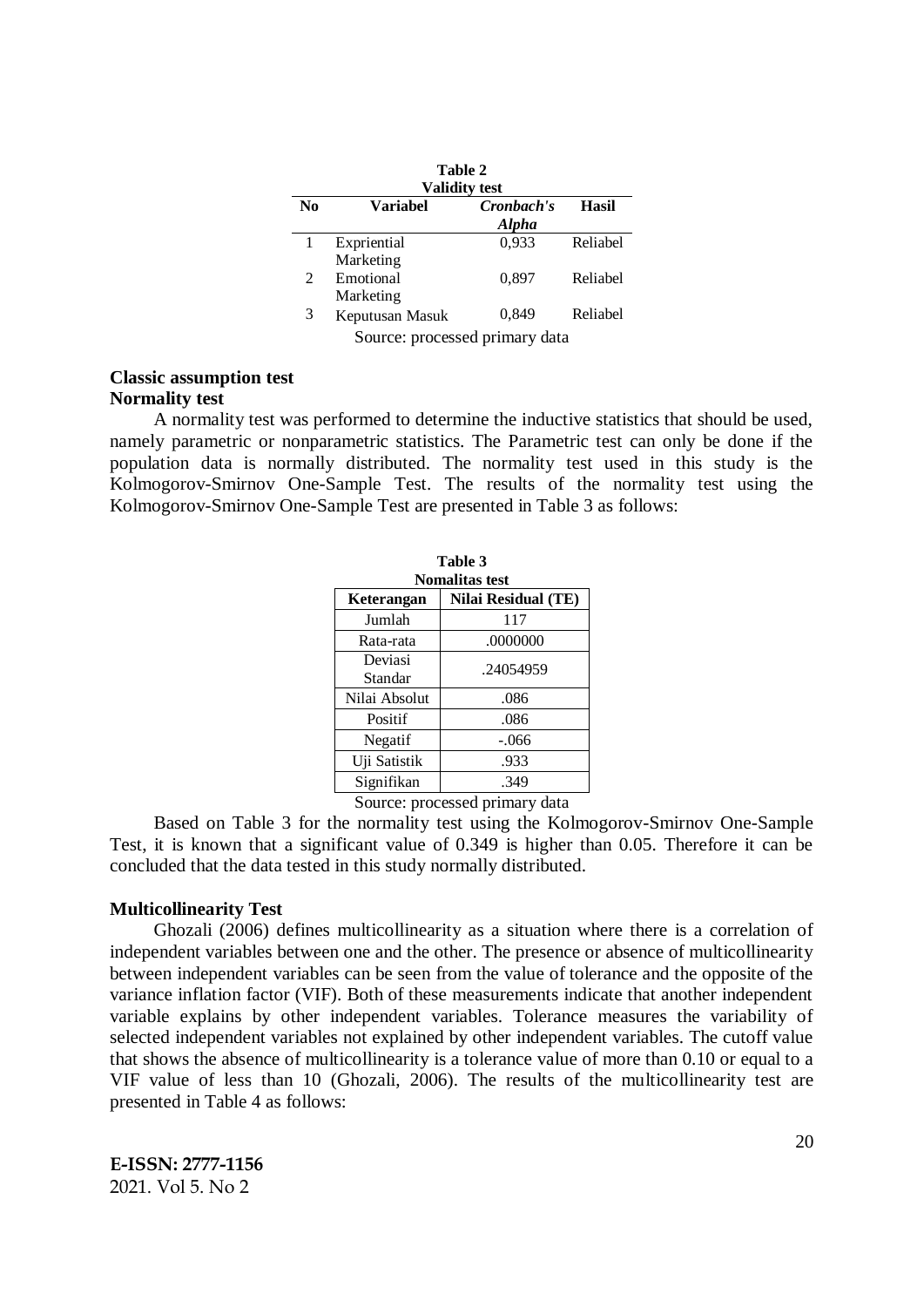**Table 2**
**Validity test**

| No | Variabel | *Cronbach's Alpha* | Hasil |
|---|---|---|---|
| 1 | Expriential Marketing | 0,933 | Reliabel |
| 2 | Emotional Marketing | 0,897 | Reliabel |
| 3 | Keputusan Masuk | 0,849 | Reliabel |

Source: processed primary data

## Classic assumption test

### Normality test

A normality test was performed to determine the inductive statistics that should be used, namely parametric or nonparametric statistics. The Parametric test can only be done if the population data is normally distributed. The normality test used in this study is the Kolmogorov-Smirnov One-Sample Test. The results of the normality test using the Kolmogorov-Smirnov One-Sample Test are presented in Table 3 as follows:

**Table 3**
**Nomalitas test**

| Keterangan | Nilai Residual (TE) |
|---|---|
| Jumlah | 117 |
| Rata-rata | .0000000 |
| Deviasi Standar | .24054959 |
| Nilai Absolut | .086 |
| Positif | .086 |
| Negatif | -.066 |
| Uji Satistik | .933 |
| Signifikan | .349 |

Source: processed primary data

Based on Table 3 for the normality test using the Kolmogorov-Smirnov One-Sample Test, it is known that a significant value of 0.349 is higher than 0.05. Therefore it can be concluded that the data tested in this study normally distributed.

### Multicollinearity Test

Ghozali (2006) defines multicollinearity as a situation where there is a correlation of independent variables between one and the other. The presence or absence of multicollinearity between independent variables can be seen from the value of tolerance and the opposite of the variance inflation factor (VIF). Both of these measurements indicate that another independent variable explains by other independent variables. Tolerance measures the variability of selected independent variables not explained by other independent variables. The cutoff value that shows the absence of multicollinearity is a tolerance value of more than 0.10 or equal to a VIF value of less than 10 (Ghozali, 2006). The results of the multicollinearity test are presented in Table 4 as follows: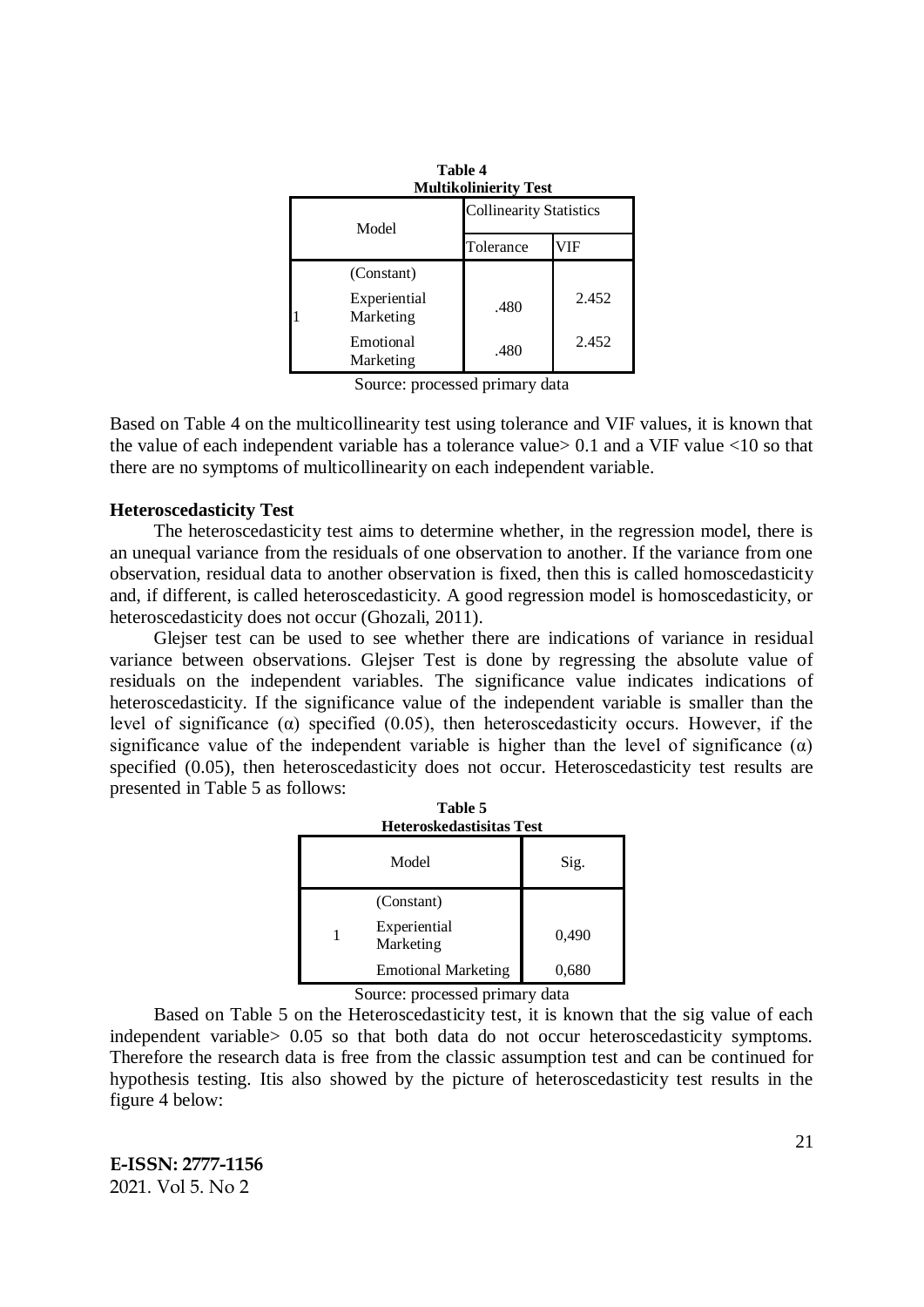**Table 4**
**Multikolinierity Test**

| Model | | Collinearity Statistics | |
|---|---|---|---|
| | | Tolerance | VIF |
| 1 | (Constant) | | |
| | Experiential Marketing | .480 | 2.452 |
| | Emotional Marketing | .480 | 2.452 |

Source: processed primary data

Based on Table 4 on the multicollinearity test using tolerance and VIF values, it is known that the value of each independent variable has a tolerance value> 0.1 and a VIF value <10 so that there are no symptoms of multicollinearity on each independent variable.

### Heteroscedasticity Test

The heteroscedasticity test aims to determine whether, in the regression model, there is an unequal variance from the residuals of one observation to another. If the variance from one observation, residual data to another observation is fixed, then this is called homoscedasticity and, if different, is called heteroscedasticity. A good regression model is homoscedasticity, or heteroscedasticity does not occur (Ghozali, 2011).

Glejser test can be used to see whether there are indications of variance in residual variance between observations. Glejser Test is done by regressing the absolute value of residuals on the independent variables. The significance value indicates indications of heteroscedasticity. If the significance value of the independent variable is smaller than the level of significance (α) specified (0.05), then heteroscedasticity occurs. However, if the significance value of the independent variable is higher than the level of significance (α) specified (0.05), then heteroscedasticity does not occur. Heteroscedasticity test results are presented in Table 5 as follows:

**Table 5**
**Heteroskedastisitas Test**

| Model | | Sig. |
|---|---|---|
| 1 | (Constant) | |
| | Experiential Marketing | 0,490 |
| | Emotional Marketing | 0,680 |

Source: processed primary data

Based on Table 5 on the Heteroscedasticity test, it is known that the sig value of each independent variable> 0.05 so that both data do not occur heteroscedasticity symptoms. Therefore the research data is free from the classic assumption test and can be continued for hypothesis testing. Itis also showed by the picture of heteroscedasticity test results in the figure 4 below: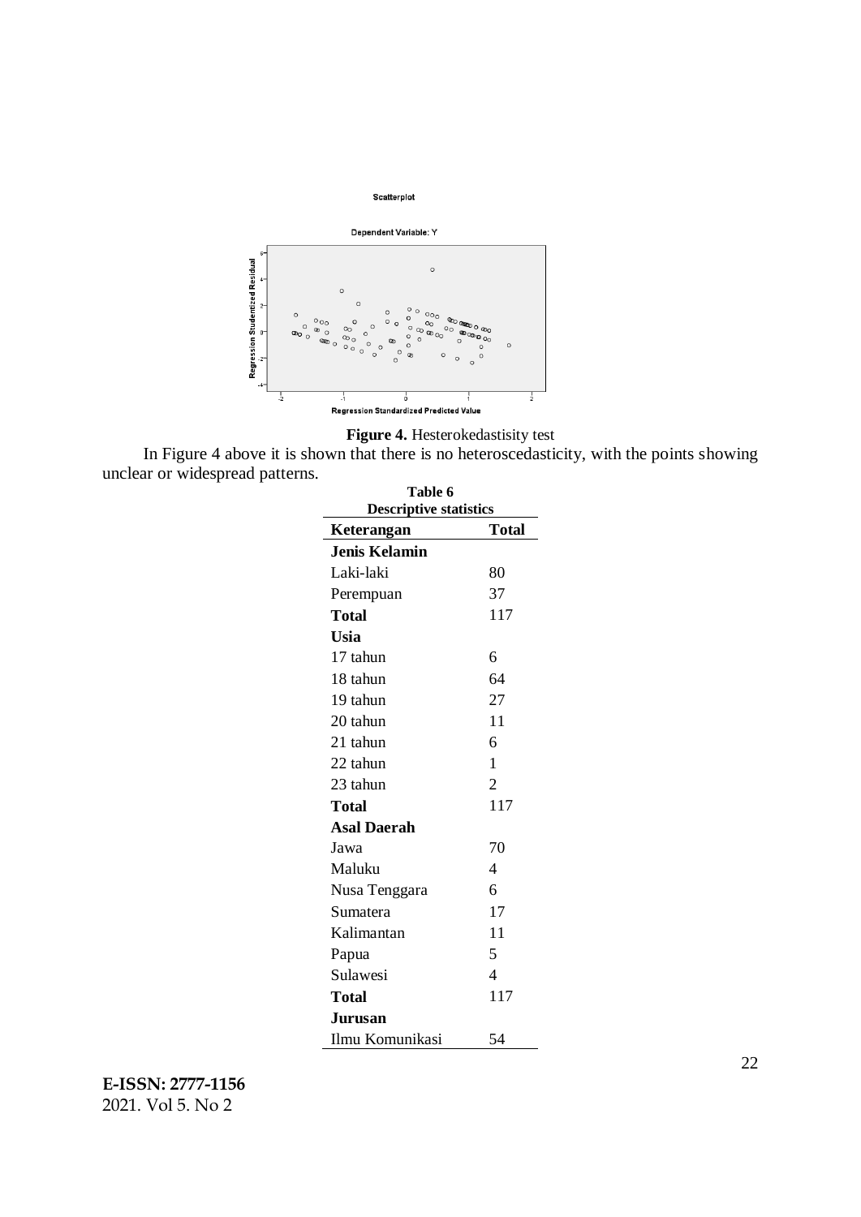**Figure 4.** Hesterokedastisity test

In Figure 4 above it is shown that there is no heteroscedasticity, with the points showing unclear or widespread patterns.

**Table 6**
**Descriptive statistics**

| Keterangan | Total |
|---|---|
| **Jenis Kelamin** | |
| Laki-laki | 80 |
| Perempuan | 37 |
| **Total** | 117 |
| **Usia** | |
| 17 tahun | 6 |
| 18 tahun | 64 |
| 19 tahun | 27 |
| 20 tahun | 11 |
| 21 tahun | 6 |
| 22 tahun | 1 |
| 23 tahun | 2 |
| **Total** | 117 |
| **Asal Daerah** | |
| Jawa | 70 |
| Maluku | 4 |
| Nusa Tenggara | 6 |
| Sumatera | 17 |
| Kalimantan | 11 |
| Papua | 5 |
| Sulawesi | 4 |
| **Total** | 117 |
| **Jurusan** | |
| Ilmu Komunikasi | 54 |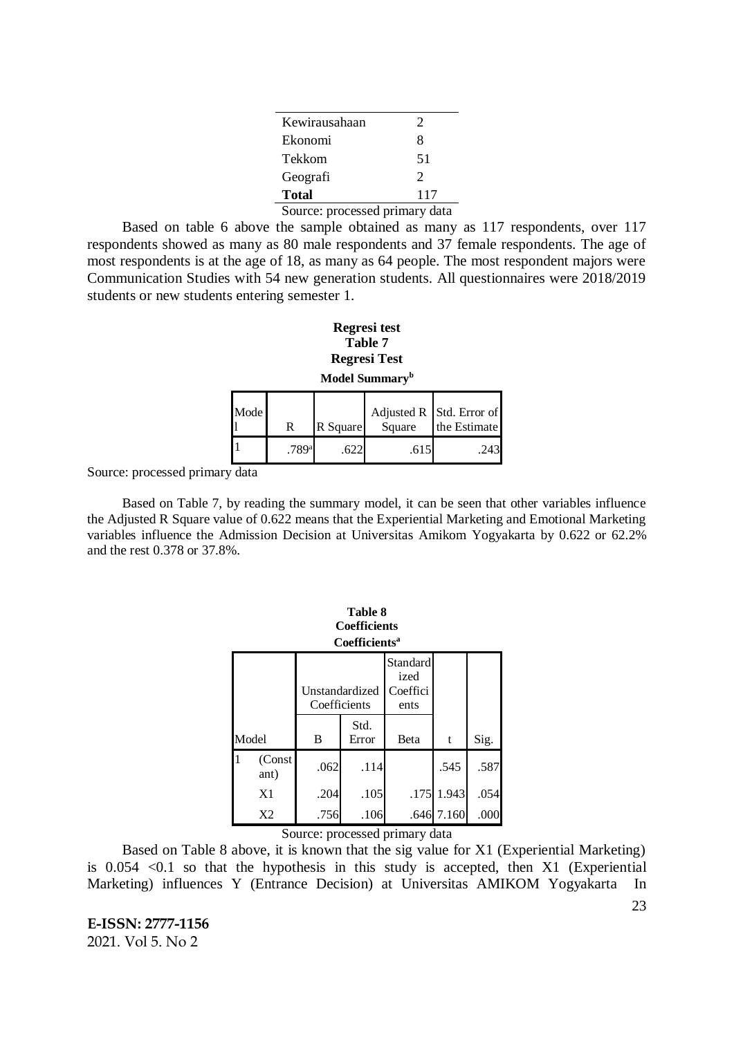| Kewirausahaan | 2 |
|---|---|
| Ekonomi | 8 |
| Tekkom | 51 |
| Geografi | 2 |
| **Total** | 117 |

Source: processed primary data

Based on table 6 above the sample obtained as many as 117 respondents, over 117 respondents showed as many as 80 male respondents and 37 female respondents. The age of most respondents is at the age of 18, as many as 64 people. The most respondent majors were Communication Studies with 54 new generation students. All questionnaires were 2018/2019 students or new students entering semester 1.

**Regresi test**

**Table 7**

**Regresi Test**

**Model Summary[b]**

| Model | R | R Square | Adjusted R Square | Std. Error of the Estimate |
|---|---|---|---|---|
| 1 | .789[a] | .622 | .615 | .243 |

Source: processed primary data

Based on Table 7, by reading the summary model, it can be seen that other variables influence the Adjusted R Square value of 0.622 means that the Experiential Marketing and Emotional Marketing variables influence the Admission Decision at Universitas Amikom Yogyakarta by 0.622 or 62.2% and the rest 0.378 or 37.8%.

**Table 8**

**Coefficients**

**Coefficients[a]**

| Model | | Unstandardized Coefficients | | Standardized Coefficients | t | Sig. |
|---|---|---|---|---|---|---|
| | | B | Std. Error | Beta | | |
| 1 | (Constant) | .062 | .114 | | .545 | .587 |
| | X1 | .204 | .105 | .175 | 1.943 | .054 |
| | X2 | .756 | .106 | .646 | 7.160 | .000 |

Source: processed primary data

Based on Table 8 above, it is known that the sig value for X1 (Experiential Marketing) is 0.054 <0.1 so that the hypothesis in this study is accepted, then X1 (Experiential Marketing) influences Y (Entrance Decision) at Universitas AMIKOM Yogyakarta In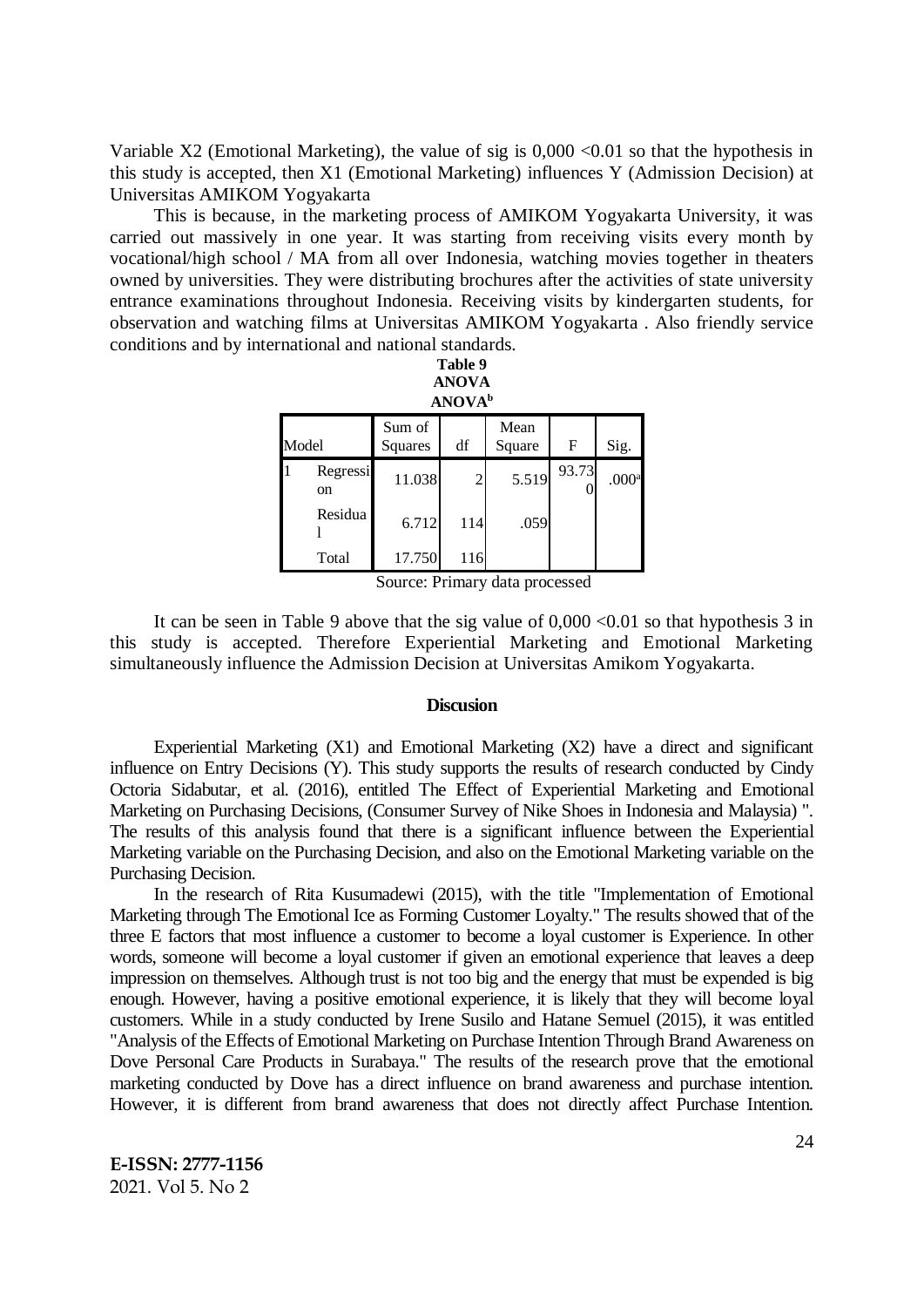Variable X2 (Emotional Marketing), the value of sig is 0,000 <0.01 so that the hypothesis in this study is accepted, then X1 (Emotional Marketing) influences Y (Admission Decision) at Universitas AMIKOM Yogyakarta

This is because, in the marketing process of AMIKOM Yogyakarta University, it was carried out massively in one year. It was starting from receiving visits every month by vocational/high school / MA from all over Indonesia, watching movies together in theaters owned by universities. They were distributing brochures after the activities of state university entrance examinations throughout Indonesia. Receiving visits by kindergarten students, for observation and watching films at Universitas AMIKOM Yogyakarta . Also friendly service conditions and by international and national standards.

**Table 9**
**ANOVA**
**ANOVA[b]**

| Model | | Sum of Squares | df | Mean Square | F | Sig. |
|---|---|---|---|---|---|---|
| 1 | Regression | 11.038 | 2 | 5.519 | 93.730 | .000[a] |
| | Residual | 6.712 | 114 | .059 | | |
| | Total | 17.750 | 116 | | | |

Source: Primary data processed

It can be seen in Table 9 above that the sig value of 0,000 <0.01 so that hypothesis 3 in this study is accepted. Therefore Experiential Marketing and Emotional Marketing simultaneously influence the Admission Decision at Universitas Amikom Yogyakarta.

## Discusion

Experiential Marketing (X1) and Emotional Marketing (X2) have a direct and significant influence on Entry Decisions (Y). This study supports the results of research conducted by Cindy Octoria Sidabutar, et al. (2016), entitled The Effect of Experiential Marketing and Emotional Marketing on Purchasing Decisions, (Consumer Survey of Nike Shoes in Indonesia and Malaysia) ". The results of this analysis found that there is a significant influence between the Experiential Marketing variable on the Purchasing Decision, and also on the Emotional Marketing variable on the Purchasing Decision.

In the research of Rita Kusumadewi (2015), with the title "Implementation of Emotional Marketing through The Emotional Ice as Forming Customer Loyalty." The results showed that of the three E factors that most influence a customer to become a loyal customer is Experience. In other words, someone will become a loyal customer if given an emotional experience that leaves a deep impression on themselves. Although trust is not too big and the energy that must be expended is big enough. However, having a positive emotional experience, it is likely that they will become loyal customers. While in a study conducted by Irene Susilo and Hatane Semuel (2015), it was entitled "Analysis of the Effects of Emotional Marketing on Purchase Intention Through Brand Awareness on Dove Personal Care Products in Surabaya." The results of the research prove that the emotional marketing conducted by Dove has a direct influence on brand awareness and purchase intention. However, it is different from brand awareness that does not directly affect Purchase Intention.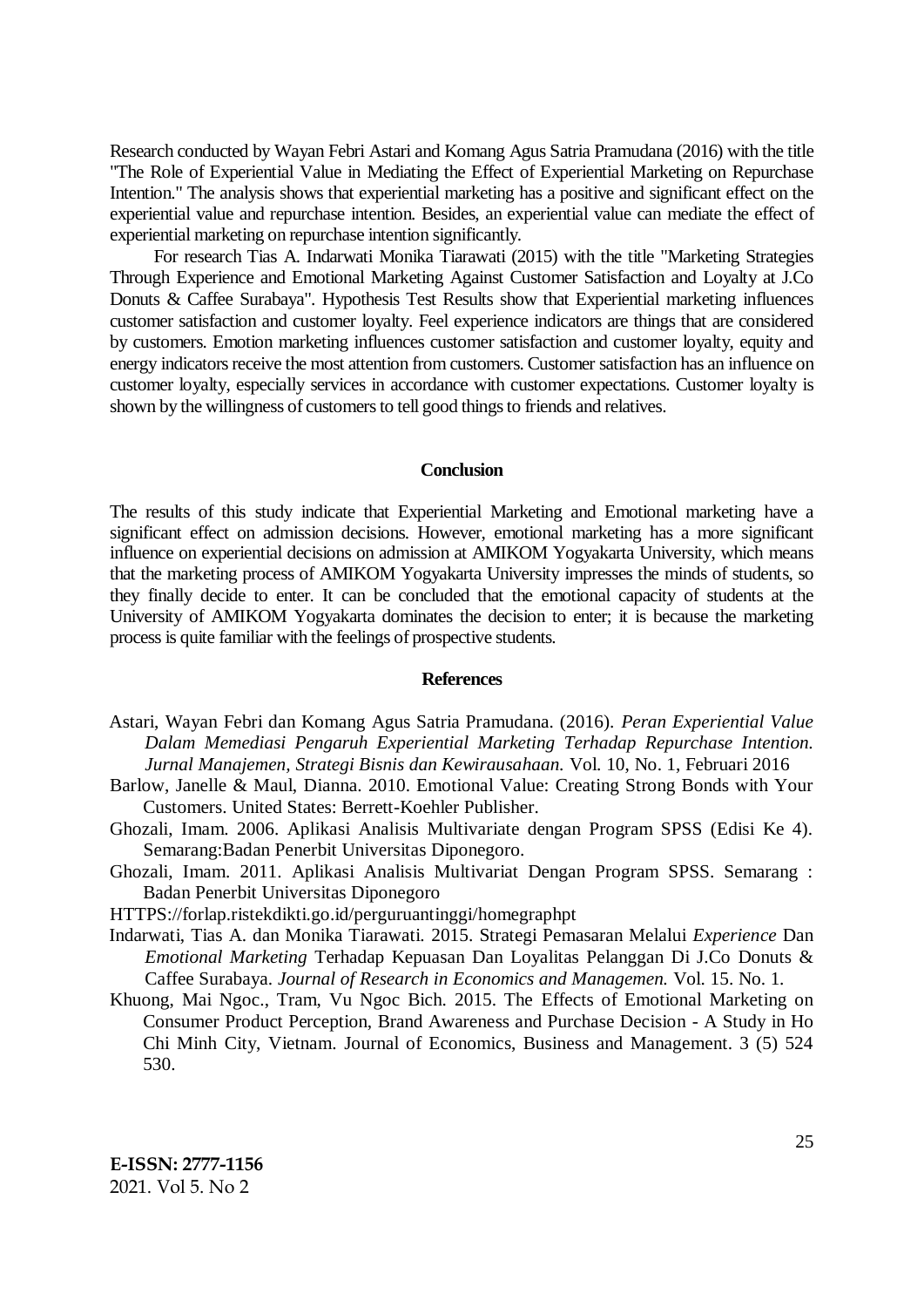Research conducted by Wayan Febri Astari and Komang Agus Satria Pramudana (2016) with the title "The Role of Experiential Value in Mediating the Effect of Experiential Marketing on Repurchase Intention." The analysis shows that experiential marketing has a positive and significant effect on the experiential value and repurchase intention. Besides, an experiential value can mediate the effect of experiential marketing on repurchase intention significantly.

For research Tias A. Indarwati Monika Tiarawati (2015) with the title "Marketing Strategies Through Experience and Emotional Marketing Against Customer Satisfaction and Loyalty at J.Co Donuts & Caffee Surabaya". Hypothesis Test Results show that Experiential marketing influences customer satisfaction and customer loyalty. Feel experience indicators are things that are considered by customers. Emotion marketing influences customer satisfaction and customer loyalty, equity and energy indicators receive the most attention from customers. Customer satisfaction has an influence on customer loyalty, especially services in accordance with customer expectations. Customer loyalty is shown by the willingness of customers to tell good things to friends and relatives.

## Conclusion

The results of this study indicate that Experiential Marketing and Emotional marketing have a significant effect on admission decisions. However, emotional marketing has a more significant influence on experiential decisions on admission at AMIKOM Yogyakarta University, which means that the marketing process of AMIKOM Yogyakarta University impresses the minds of students, so they finally decide to enter. It can be concluded that the emotional capacity of students at the University of AMIKOM Yogyakarta dominates the decision to enter; it is because the marketing process is quite familiar with the feelings of prospective students.

## References

Astari, Wayan Febri dan Komang Agus Satria Pramudana. (2016). *Peran Experiential Value Dalam Memediasi Pengaruh Experiential Marketing Terhadap Repurchase Intention. Jurnal Manajemen, Strategi Bisnis dan Kewirausahaan.* Vol. 10, No. 1, Februari 2016

Barlow, Janelle & Maul, Dianna. 2010. Emotional Value: Creating Strong Bonds with Your Customers. United States: Berrett-Koehler Publisher.

Ghozali, Imam. 2006. Aplikasi Analisis Multivariate dengan Program SPSS (Edisi Ke 4). Semarang:Badan Penerbit Universitas Diponegoro.

Ghozali, Imam. 2011. Aplikasi Analisis Multivariat Dengan Program SPSS. Semarang : Badan Penerbit Universitas Diponegoro

HTTPS://forlap.ristekdikti.go.id/perguruantinggi/homegraphpt

Indarwati, Tias A. dan Monika Tiarawati. 2015. Strategi Pemasaran Melalui *Experience* Dan *Emotional Marketing* Terhadap Kepuasan Dan Loyalitas Pelanggan Di J.Co Donuts & Caffee Surabaya. *Journal of Research in Economics and Managemen.* Vol. 15. No. 1.

Khuong, Mai Ngoc., Tram, Vu Ngoc Bich. 2015. The Effects of Emotional Marketing on Consumer Product Perception, Brand Awareness and Purchase Decision - A Study in Ho Chi Minh City, Vietnam. Journal of Economics, Business and Management. 3 (5) 524 530.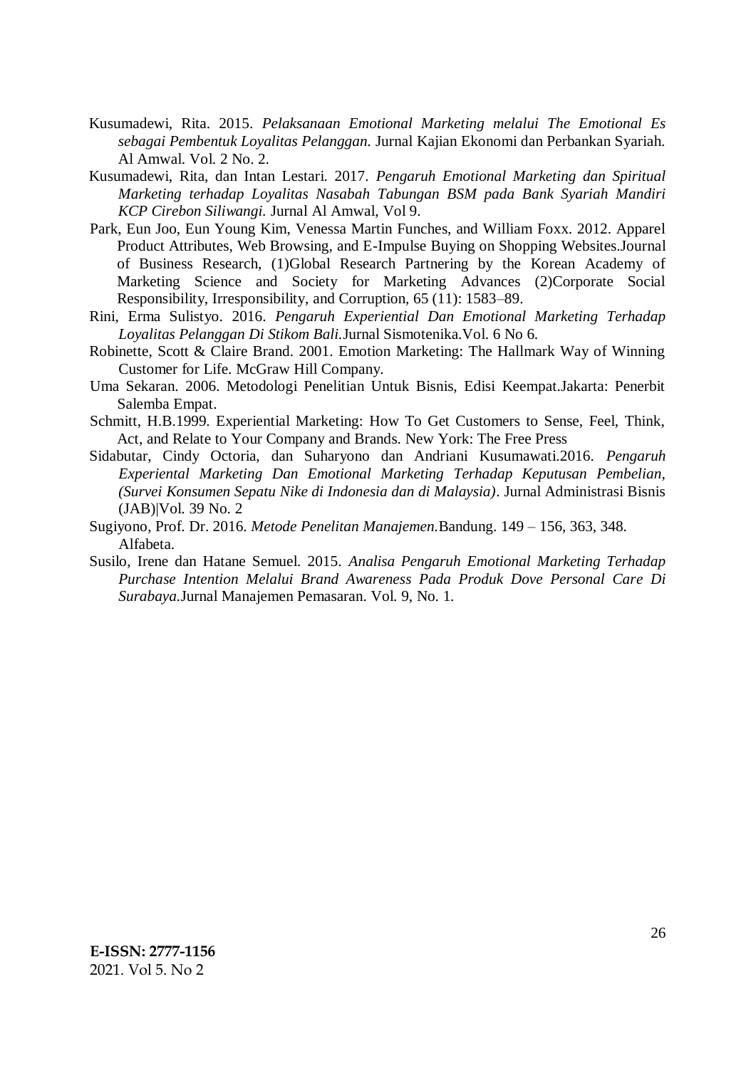Kusumadewi, Rita. 2015. *Pelaksanaan Emotional Marketing melalui The Emotional Es sebagai Pembentuk Loyalitas Pelanggan.* Jurnal Kajian Ekonomi dan Perbankan Syariah. Al Amwal. Vol. 2 No. 2.

Kusumadewi, Rita, dan Intan Lestari. 2017. *Pengaruh Emotional Marketing dan Spiritual Marketing terhadap Loyalitas Nasabah Tabungan BSM pada Bank Syariah Mandiri KCP Cirebon Siliwangi.* Jurnal Al Amwal, Vol 9.

Park, Eun Joo, Eun Young Kim, Venessa Martin Funches, and William Foxx. 2012. Apparel Product Attributes, Web Browsing, and E-Impulse Buying on Shopping Websites.Journal of Business Research, (1)Global Research Partnering by the Korean Academy of Marketing Science and Society for Marketing Advances (2)Corporate Social Responsibility, Irresponsibility, and Corruption, 65 (11): 1583–89.

Rini, Erma Sulistyo. 2016. *Pengaruh Experiential Dan Emotional Marketing Terhadap Loyalitas Pelanggan Di Stikom Bali.*Jurnal Sismotenika.Vol. 6 No 6.

Robinette, Scott & Claire Brand. 2001. Emotion Marketing: The Hallmark Way of Winning Customer for Life. McGraw Hill Company.

Uma Sekaran. 2006. Metodologi Penelitian Untuk Bisnis, Edisi Keempat.Jakarta: Penerbit Salemba Empat.

Schmitt, H.B.1999. Experiential Marketing: How To Get Customers to Sense, Feel, Think, Act, and Relate to Your Company and Brands. New York: The Free Press

Sidabutar, Cindy Octoria, dan Suharyono dan Andriani Kusumawati.2016. *Pengaruh Experiental Marketing Dan Emotional Marketing Terhadap Keputusan Pembelian, (Survei Konsumen Sepatu Nike di Indonesia dan di Malaysia)*. Jurnal Administrasi Bisnis (JAB)|Vol. 39 No. 2

Sugiyono, Prof. Dr. 2016. *Metode Penelitan Manajemen.*Bandung. 149 – 156, 363, 348. Alfabeta.

Susilo, Irene dan Hatane Semuel. 2015. *Analisa Pengaruh Emotional Marketing Terhadap Purchase Intention Melalui Brand Awareness Pada Produk Dove Personal Care Di Surabaya.*Jurnal Manajemen Pemasaran. Vol. 9, No. 1.